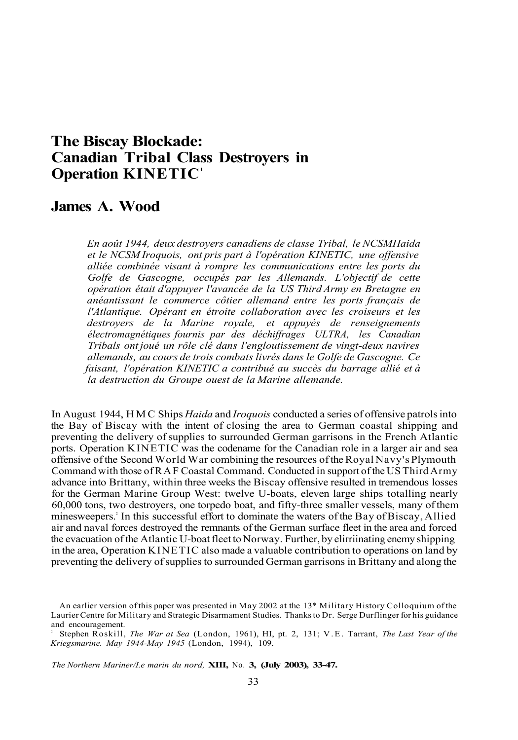# The Biscay Blockade: Canadian Tribal Class Destroyers in Operation KINETIC[1]

## James A. Wood

*En août 1944, deux destroyers canadiens de classe Tribal, le NCSMHaida et le NCSM Iroquois, ont pris part à l'opération KINETIC, une offensive alliée combinée visant à rompre les communications entre les ports du Golfe de Gascogne, occupés par les Allemands. L'objectif de cette opération était d'appuyer l'avancée de la US Third Army en Bretagne en anéantissant le commerce côtier allemand entre les ports français de l'Atlantique. Opérant en étroite collaboration avec les croiseurs et les destroyers de la Marine royale, et appuyés de renseignements électromagnétiques fournis par des déchiffrages ULTRA, les Canadian Tribals ont joué un rôle clé dans l'engloutissement de vingt-deux navires allemands, au cours de trois combats livrés dans le Golfe de Gascogne. Ce faisant, l'opération KINETIC a contribué au succès du barrage allié et à la destruction du Groupe ouest de la Marine allemande.*

In August 1944, HMC Ships *Haida* and *Iroquois* conducted a series of offensive patrols into the Bay of Biscay with the intent of closing the area to German coastal shipping and preventing the delivery of supplies to surrounded German garrisons in the French Atlantic ports. Operation KINETIC was the codename for the Canadian role in a larger air and sea offensive of the Second World War combining the resources of the Royal Navy's Plymouth Command with those of RAF Coastal Command. Conducted in support of the US Third Army advance into Brittany, within three weeks the Biscay offensive resulted in tremendous losses for the German Marine Group West: twelve U-boats, eleven large ships totalling nearly 60,000 tons, two destroyers, one torpedo boat, and fifty-three smaller vessels, many of them minesweepers.[2] In this successful effort to dominate the waters of the Bay of Biscay, Allied air and naval forces destroyed the remnants of the German surface fleet in the area and forced the evacuation of the Atlantic U-boat fleet to Norway. Further, by elirriinating enemy shipping in the area, Operation KINETIC also made a valuable contribution to operations on land by preventing the delivery of supplies to surrounded German garrisons in Brittany and along the

---

An earlier version of this paper was presented in May 2002 at the 13* Military History Colloquium of the Laurier Centre for Military and Strategic Disarmament Studies. Thanks to Dr. Serge Durflinger for his guidance and encouragement.

[2] Stephen Roskill, *The War at Sea* (London, 1961), HI, pt. 2, 131; V.E. Tarrant, *The Last Year of the Kriegsmarine. May 1944-May 1945* (London, 1994), 109.

*The Northern Mariner/Le marin du nord,* **XIII,** No. **3, (July 2003), 33-47.**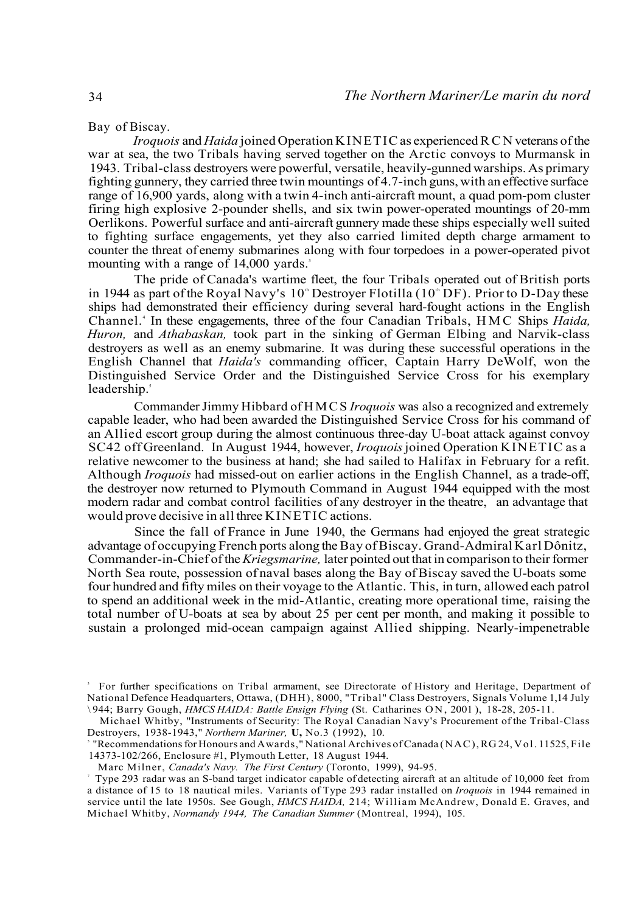Bay of Biscay.

*Iroquois* and *Haida* joined Operation KINETIC as experienced RCN veterans of the war at sea, the two Tribals having served together on the Arctic convoys to Murmansk in 1943. Tribal-class destroyers were powerful, versatile, heavily-gunned warships. As primary fighting gunnery, they carried three twin mountings of 4.7-inch guns, with an effective surface range of 16,900 yards, along with a twin 4-inch anti-aircraft mount, a quad pom-pom cluster firing high explosive 2-pounder shells, and six twin power-operated mountings of 20-mm Oerlikons. Powerful surface and anti-aircraft gunnery made these ships especially well suited to fighting surface engagements, yet they also carried limited depth charge armament to counter the threat of enemy submarines along with four torpedoes in a power-operated pivot mounting with a range of 14,000 yards.[3]

The pride of Canada's wartime fleet, the four Tribals operated out of British ports in 1944 as part of the Royal Navy's 10th Destroyer Flotilla (10th DF). Prior to D-Day these ships had demonstrated their efficiency during several hard-fought actions in the English Channel.[4] In these engagements, three of the four Canadian Tribals, HMC Ships *Haida, Huron,* and *Athabaskan,* took part in the sinking of German Elbing and Narvik-class destroyers as well as an enemy submarine. It was during these successful operations in the English Channel that *Haida's* commanding officer, Captain Harry DeWolf, won the Distinguished Service Order and the Distinguished Service Cross for his exemplary leadership.[5]

Commander Jimmy Hibbard of HMCS *Iroquois* was also a recognized and extremely capable leader, who had been awarded the Distinguished Service Cross for his command of an Allied escort group during the almost continuous three-day U-boat attack against convoy SC42 off Greenland. In August 1944, however, *Iroquois* joined Operation KINETIC as a relative newcomer to the business at hand; she had sailed to Halifax in February for a refit. Although *Iroquois* had missed-out on earlier actions in the English Channel, as a trade-off, the destroyer now returned to Plymouth Command in August 1944 equipped with the most modern radar and combat control facilities of any destroyer in the theatre, an advantage that would prove decisive in all three KINETIC actions.

Since the fall of France in June 1940, the Germans had enjoyed the great strategic advantage of occupying French ports along the Bay of Biscay. Grand-Admiral Karl Dönitz, Commander-in-Chief of the *Kriegsmarine,* later pointed out that in comparison to their former North Sea route, possession of naval bases along the Bay of Biscay saved the U-boats some four hundred and fifty miles on their voyage to the Atlantic. This, in turn, allowed each patrol to spend an additional week in the mid-Atlantic, creating more operational time, raising the total number of U-boats at sea by about 25 per cent per month, and making it possible to sustain a prolonged mid-ocean campaign against Allied shipping. Nearly-impenetrable

---

[3] For further specifications on Tribal armament, see Directorate of History and Heritage, Department of National Defence Headquarters, Ottawa, (DHH), 8000, "Tribal" Class Destroyers, Signals Volume 1,14 July 1944; Barry Gough, *HMCS HAIDA: Battle Ensign Flying* (St. Catharines ON, 2001), 18-28, 205-11.

[4] Michael Whitby, "Instruments of Security: The Royal Canadian Navy's Procurement of the Tribal-Class Destroyers, 1938-1943," *Northern Mariner,* **U,** No.3 (1992), 10.

[5] "Recommendations for Honours and Awards," National Archives of Canada (NAC), RG 24, Vol. 11525, File 14373-102/266, Enclosure #1, Plymouth Letter, 18 August 1944.

[6] Marc Milner, *Canada's Navy. The First Century* (Toronto, 1999), 94-95.

[7] Type 293 radar was an S-band target indicator capable of detecting aircraft at an altitude of 10,000 feet from a distance of 15 to 18 nautical miles. Variants of Type 293 radar installed on *Iroquois* in 1944 remained in service until the late 1950s. See Gough, *HMCS HAIDA,* 214; William McAndrew, Donald E. Graves, and Michael Whitby, *Normandy 1944, The Canadian Summer* (Montreal, 1994), 105.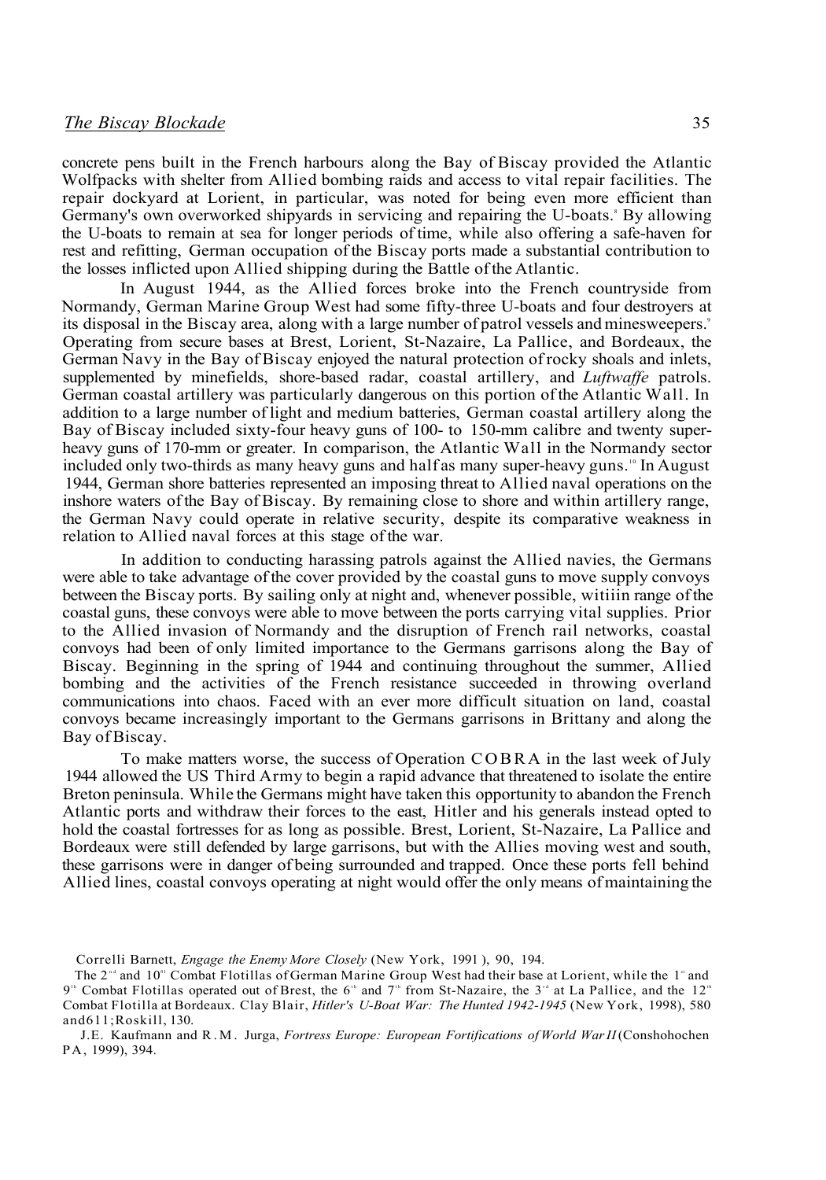concrete pens built in the French harbours along the Bay of Biscay provided the Atlantic Wolfpacks with shelter from Allied bombing raids and access to vital repair facilities. The repair dockyard at Lorient, in particular, was noted for being even more efficient than Germany's own overworked shipyards in servicing and repairing the U-boats.[8] By allowing the U-boats to remain at sea for longer periods of time, while also offering a safe-haven for rest and refitting, German occupation of the Biscay ports made a substantial contribution to the losses inflicted upon Allied shipping during the Battle of the Atlantic.

In August 1944, as the Allied forces broke into the French countryside from Normandy, German Marine Group West had some fifty-three U-boats and four destroyers at its disposal in the Biscay area, along with a large number of patrol vessels and minesweepers.[9] Operating from secure bases at Brest, Lorient, St-Nazaire, La Pallice, and Bordeaux, the German Navy in the Bay of Biscay enjoyed the natural protection of rocky shoals and inlets, supplemented by minefields, shore-based radar, coastal artillery, and *Luftwaffe* patrols. German coastal artillery was particularly dangerous on this portion of the Atlantic Wall. In addition to a large number of light and medium batteries, German coastal artillery along the Bay of Biscay included sixty-four heavy guns of 100- to 150-mm calibre and twenty super-heavy guns of 170-mm or greater. In comparison, the Atlantic Wall in the Normandy sector included only two-thirds as many heavy guns and half as many super-heavy guns.[10] In August 1944, German shore batteries represented an imposing threat to Allied naval operations on the inshore waters of the Bay of Biscay. By remaining close to shore and within artillery range, the German Navy could operate in relative security, despite its comparative weakness in relation to Allied naval forces at this stage of the war.

In addition to conducting harassing patrols against the Allied navies, the Germans were able to take advantage of the cover provided by the coastal guns to move supply convoys between the Biscay ports. By sailing only at night and, whenever possible, witiiin range of the coastal guns, these convoys were able to move between the ports carrying vital supplies. Prior to the Allied invasion of Normandy and the disruption of French rail networks, coastal convoys had been of only limited importance to the Germans garrisons along the Bay of Biscay. Beginning in the spring of 1944 and continuing throughout the summer, Allied bombing and the activities of the French resistance succeeded in throwing overland communications into chaos. Faced with an ever more difficult situation on land, coastal convoys became increasingly important to the Germans garrisons in Brittany and along the Bay of Biscay.

To make matters worse, the success of Operation COBRA in the last week of July 1944 allowed the US Third Army to begin a rapid advance that threatened to isolate the entire Breton peninsula. While the Germans might have taken this opportunity to abandon the French Atlantic ports and withdraw their forces to the east, Hitler and his generals instead opted to hold the coastal fortresses for as long as possible. Brest, Lorient, St-Nazaire, La Pallice and Bordeaux were still defended by large garrisons, but with the Allies moving west and south, these garrisons were in danger of being surrounded and trapped. Once these ports fell behind Allied lines, coastal convoys operating at night would offer the only means of maintaining the

---

[8] Correlli Barnett, *Engage the Enemy More Closely* (New York, 1991), 90, 194.

[9] The 2nd and 10th Combat Flotillas of German Marine Group West had their base at Lorient, while the 1st and 9th Combat Flotillas operated out of Brest, the 6th and 7th from St-Nazaire, the 3rd at La Pallice, and the 12th Combat Flotilla at Bordeaux. Clay Blair, *Hitler's U-Boat War: The Hunted 1942-1945* (New York, 1998), 580 and 611; Roskill, 130.

[10] J.E. Kaufmann and R.M. Jurga, *Fortress Europe: European Fortifications of World War II* (Conshohochen PA, 1999), 394.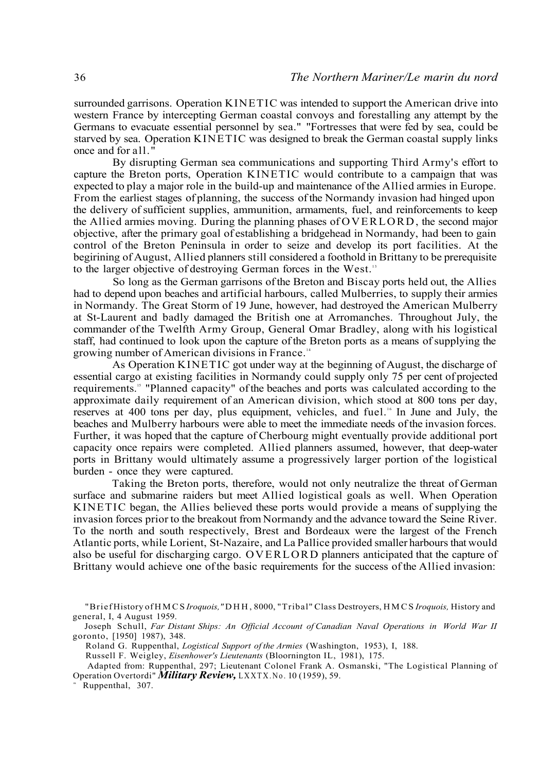surrounded garrisons. Operation KINETIC was intended to support the American drive into western France by intercepting German coastal convoys and forestalling any attempt by the Germans to evacuate essential personnel by sea." "Fortresses that were fed by sea, could be starved by sea. Operation KINETIC was designed to break the German coastal supply links once and for all."

By disrupting German sea communications and supporting Third Army's effort to capture the Breton ports, Operation KINETIC would contribute to a campaign that was expected to play a major role in the build-up and maintenance of the Allied armies in Europe. From the earliest stages of planning, the success of the Normandy invasion had hinged upon the delivery of sufficient supplies, ammunition, armaments, fuel, and reinforcements to keep the Allied armies moving. During the planning phases of OVERLORD, the second major objective, after the primary goal of establishing a bridgehead in Normandy, had been to gain control of the Breton Peninsula in order to seize and develop its port facilities. At the begirining of August, Allied planners still considered a foothold in Brittany to be prerequisite to the larger objective of destroying German forces in the West.[13]

So long as the German garrisons of the Breton and Biscay ports held out, the Allies had to depend upon beaches and artificial harbours, called Mulberries, to supply their armies in Normandy. The Great Storm of 19 June, however, had destroyed the American Mulberry at St-Laurent and badly damaged the British one at Arromanches. Throughout July, the commander of the Twelfth Army Group, General Omar Bradley, along with his logistical staff, had continued to look upon the capture of the Breton ports as a means of supplying the growing number of American divisions in France.[14]

As Operation KINETIC got under way at the beginning of August, the discharge of essential cargo at existing facilities in Normandy could supply only 75 per cent of projected requirements.[15] "Planned capacity" of the beaches and ports was calculated according to the approximate daily requirement of an American division, which stood at 800 tons per day, reserves at 400 tons per day, plus equipment, vehicles, and fuel.[16] In June and July, the beaches and Mulberry harbours were able to meet the immediate needs of the invasion forces. Further, it was hoped that the capture of Cherbourg might eventually provide additional port capacity once repairs were completed. Allied planners assumed, however, that deep-water ports in Brittany would ultimately assume a progressively larger portion of the logistical burden - once they were captured.

Taking the Breton ports, therefore, would not only neutralize the threat of German surface and submarine raiders but meet Allied logistical goals as well. When Operation KINETIC began, the Allies believed these ports would provide a means of supplying the invasion forces prior to the breakout from Normandy and the advance toward the Seine River. To the north and south respectively, Brest and Bordeaux were the largest of the French Atlantic ports, while Lorient, St-Nazaire, and La Pallice provided smaller harbours that would also be useful for discharging cargo. OVERLORD planners anticipated that the capture of Brittany would achieve one of the basic requirements for the success of the Allied invasion:

"Brief History of HMCS *Iroquois,"* DHH, 8000, "Tribal" Class Destroyers, HMCS *Iroquois,* History and general, I, 4 August 1959.

Joseph Schull, *Far Distant Ships: An Official Account of Canadian Naval Operations in World War II* goronto, [1950] 1987), 348.

Roland G. Ruppenthal, *Logistical Support of the Armies* (Washington, 1953), I, 188.

Russell F. Weigley, *Eisenhower's Lieutenants* (Bloornington IL, 1981), 175.

Adapted from: Ruppenthal, 297; Lieutenant Colonel Frank A. Osmanski, "The Logistical Planning of Operation Overtordi" ***Military Review,*** LXXTX.No. 10 (1959), 59.

Ruppenthal, 307.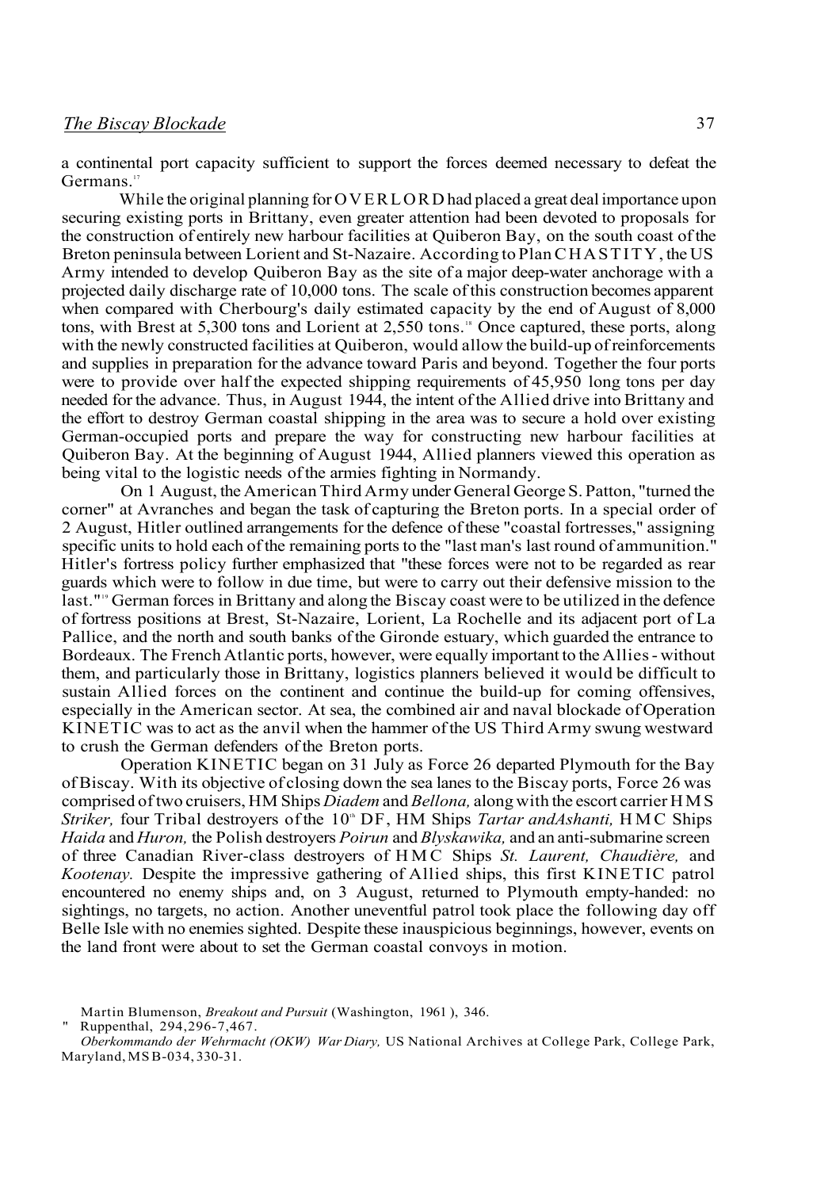a continental port capacity sufficient to support the forces deemed necessary to defeat the Germans.[17]

While the original planning for OVERLORD had placed a great deal importance upon securing existing ports in Brittany, even greater attention had been devoted to proposals for the construction of entirely new harbour facilities at Quiberon Bay, on the south coast of the Breton peninsula between Lorient and St-Nazaire. According to Plan CHASTITY, the US Army intended to develop Quiberon Bay as the site of a major deep-water anchorage with a projected daily discharge rate of 10,000 tons. The scale of this construction becomes apparent when compared with Cherbourg's daily estimated capacity by the end of August of 8,000 tons, with Brest at 5,300 tons and Lorient at 2,550 tons.[18] Once captured, these ports, along with the newly constructed facilities at Quiberon, would allow the build-up of reinforcements and supplies in preparation for the advance toward Paris and beyond. Together the four ports were to provide over half the expected shipping requirements of 45,950 long tons per day needed for the advance. Thus, in August 1944, the intent of the Allied drive into Brittany and the effort to destroy German coastal shipping in the area was to secure a hold over existing German-occupied ports and prepare the way for constructing new harbour facilities at Quiberon Bay. At the beginning of August 1944, Allied planners viewed this operation as being vital to the logistic needs of the armies fighting in Normandy.

On 1 August, the American Third Army under General George S. Patton, "turned the corner" at Avranches and began the task of capturing the Breton ports. In a special order of 2 August, Hitler outlined arrangements for the defence of these "coastal fortresses," assigning specific units to hold each of the remaining ports to the "last man's last round of ammunition." Hitler's fortress policy further emphasized that "these forces were not to be regarded as rear guards which were to follow in due time, but were to carry out their defensive mission to the last."[19] German forces in Brittany and along the Biscay coast were to be utilized in the defence of fortress positions at Brest, St-Nazaire, Lorient, La Rochelle and its adjacent port of La Pallice, and the north and south banks of the Gironde estuary, which guarded the entrance to Bordeaux. The French Atlantic ports, however, were equally important to the Allies - without them, and particularly those in Brittany, logistics planners believed it would be difficult to sustain Allied forces on the continent and continue the build-up for coming offensives, especially in the American sector. At sea, the combined air and naval blockade of Operation KINETIC was to act as the anvil when the hammer of the US Third Army swung westward to crush the German defenders of the Breton ports.

Operation KINETIC began on 31 July as Force 26 departed Plymouth for the Bay of Biscay. With its objective of closing down the sea lanes to the Biscay ports, Force 26 was comprised of two cruisers, HM Ships *Diadem* and *Bellona,* along with the escort carrier HMS *Striker,* four Tribal destroyers of the 10th DF, HM Ships *Tartar* and *Ashanti,* HMC Ships *Haida* and *Huron,* the Polish destroyers *Poirun* and *Blyskawika,* and an anti-submarine screen of three Canadian River-class destroyers of HMC Ships *St. Laurent, Chaudière,* and *Kootenay.* Despite the impressive gathering of Allied ships, this first KINETIC patrol encountered no enemy ships and, on 3 August, returned to Plymouth empty-handed: no sightings, no targets, no action. Another uneventful patrol took place the following day off Belle Isle with no enemies sighted. Despite these inauspicious beginnings, however, events on the land front were about to set the German coastal convoys in motion.

---

[17] Martin Blumenson, *Breakout and Pursuit* (Washington, 1961), 346.

[18] Ruppenthal, 294, 296-7, 467.

[19] *Oberkommando der Wehrmacht (OKW) War Diary,* US National Archives at College Park, College Park, Maryland, MS B-034, 330-31.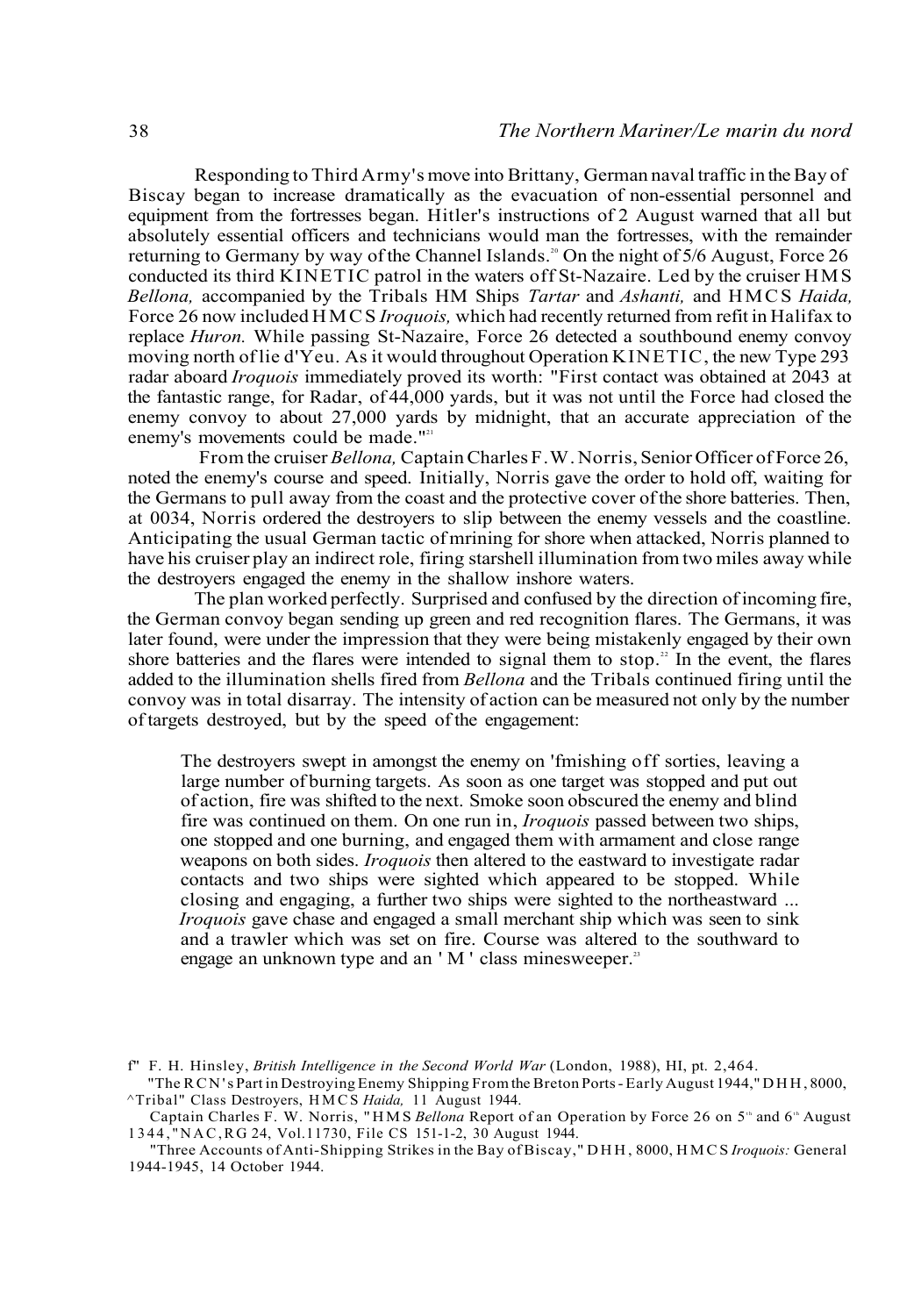Responding to Third Army's move into Brittany, German naval traffic in the Bay of Biscay began to increase dramatically as the evacuation of non-essential personnel and equipment from the fortresses began. Hitler's instructions of 2 August warned that all but absolutely essential officers and technicians would man the fortresses, with the remainder returning to Germany by way of the Channel Islands.[20] On the night of 5/6 August, Force 26 conducted its third KINETIC patrol in the waters off St-Nazaire. Led by the cruiser HMS *Bellona,* accompanied by the Tribals HM Ships *Tartar* and *Ashanti,* and HMCS *Haida,* Force 26 now included HMCS *Iroquois,* which had recently returned from refit in Halifax to replace *Huron.* While passing St-Nazaire, Force 26 detected a southbound enemy convoy moving north of lie d'Yeu. As it would throughout Operation KINETIC, the new Type 293 radar aboard *Iroquois* immediately proved its worth: "First contact was obtained at 2043 at the fantastic range, for Radar, of 44,000 yards, but it was not until the Force had closed the enemy convoy to about 27,000 yards by midnight, that an accurate appreciation of the enemy's movements could be made."[21]

From the cruiser *Bellona,* Captain Charles F.W. Norris, Senior Officer of Force 26, noted the enemy's course and speed. Initially, Norris gave the order to hold off, waiting for the Germans to pull away from the coast and the protective cover of the shore batteries. Then, at 0034, Norris ordered the destroyers to slip between the enemy vessels and the coastline. Anticipating the usual German tactic of mrining for shore when attacked, Norris planned to have his cruiser play an indirect role, firing starshell illumination from two miles away while the destroyers engaged the enemy in the shallow inshore waters.

The plan worked perfectly. Surprised and confused by the direction of incoming fire, the German convoy began sending up green and red recognition flares. The Germans, it was later found, were under the impression that they were being mistakenly engaged by their own shore batteries and the flares were intended to signal them to stop.[22] In the event, the flares added to the illumination shells fired from *Bellona* and the Tribals continued firing until the convoy was in total disarray. The intensity of action can be measured not only by the number of targets destroyed, but by the speed of the engagement:

> The destroyers swept in amongst the enemy on 'fmishing off sorties, leaving a large number of burning targets. As soon as one target was stopped and put out of action, fire was shifted to the next. Smoke soon obscured the enemy and blind fire was continued on them. On one run in, *Iroquois* passed between two ships, one stopped and one burning, and engaged them with armament and close range weapons on both sides. *Iroquois* then altered to the eastward to investigate radar contacts and two ships were sighted which appeared to be stopped. While closing and engaging, a further two ships were sighted to the northeastward ... *Iroquois* gave chase and engaged a small merchant ship which was seen to sink and a trawler which was set on fire. Course was altered to the southward to engage an unknown type and an ' M ' class minesweeper.[23]

f" F. H. Hinsley, *British Intelligence in the Second World War* (London, 1988), HI, pt. 2,464.

"The RCN's Part in Destroying Enemy Shipping From the Breton Ports - Early August 1944," DHH, 8000, ^Tribal" Class Destroyers, HMCS *Haida,* 11 August 1944.

Captain Charles F. W. Norris, "HMS *Bellona* Report of an Operation by Force 26 on 5th and 6th August 1344," NAC, RG 24, Vol.11730, File CS 151-1-2, 30 August 1944.

"Three Accounts of Anti-Shipping Strikes in the Bay of Biscay," DHH, 8000, HMCS *Iroquois:* General 1944-1945, 14 October 1944.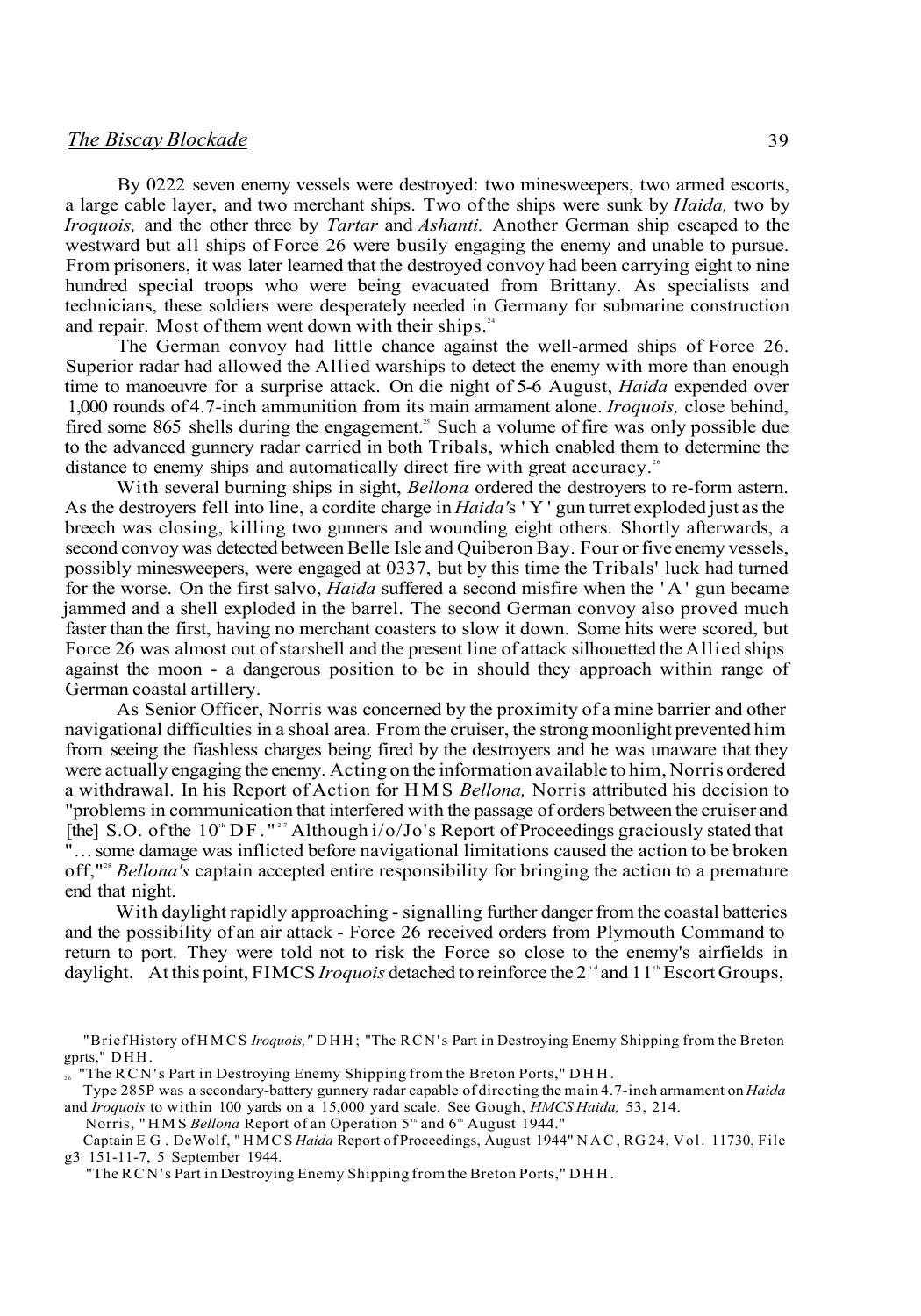By 0222 seven enemy vessels were destroyed: two minesweepers, two armed escorts, a large cable layer, and two merchant ships. Two of the ships were sunk by *Haida,* two by *Iroquois,* and the other three by *Tartar* and *Ashanti.* Another German ship escaped to the westward but all ships of Force 26 were busily engaging the enemy and unable to pursue. From prisoners, it was later learned that the destroyed convoy had been carrying eight to nine hundred special troops who were being evacuated from Brittany. As specialists and technicians, these soldiers were desperately needed in Germany for submarine construction and repair. Most of them went down with their ships.[24]

The German convoy had little chance against the well-armed ships of Force 26. Superior radar had allowed the Allied warships to detect the enemy with more than enough time to manoeuvre for a surprise attack. On die night of 5-6 August, *Haida* expended over 1,000 rounds of 4.7-inch ammunition from its main armament alone. *Iroquois,* close behind, fired some 865 shells during the engagement.[25] Such a volume of fire was only possible due to the advanced gunnery radar carried in both Tribals, which enabled them to determine the distance to enemy ships and automatically direct fire with great accuracy.[26]

With several burning ships in sight, *Bellona* ordered the destroyers to re-form astern. As the destroyers fell into line, a cordite charge in *Haida's* 'Y' gun turret exploded just as the breech was closing, killing two gunners and wounding eight others. Shortly afterwards, a second convoy was detected between Belle Isle and Quiberon Bay. Four or five enemy vessels, possibly minesweepers, were engaged at 0337, but by this time the Tribals' luck had turned for the worse. On the first salvo, *Haida* suffered a second misfire when the 'A' gun became jammed and a shell exploded in the barrel. The second German convoy also proved much faster than the first, having no merchant coasters to slow it down. Some hits were scored, but Force 26 was almost out of starshell and the present line of attack silhouetted the Allied ships against the moon - a dangerous position to be in should they approach within range of German coastal artillery.

As Senior Officer, Norris was concerned by the proximity of a mine barrier and other navigational difficulties in a shoal area. From the cruiser, the strong moonlight prevented him from seeing the fiashless charges being fired by the destroyers and he was unaware that they were actually engaging the enemy. Acting on the information available to him, Norris ordered a withdrawal. In his Report of Action for HMS *Bellona,* Norris attributed his decision to "problems in communication that interfered with the passage of orders between the cruiser and [the] S.O. of the 10th DF."[27] Although i/o/Jo's Report of Proceedings graciously stated that "... some damage was inflicted before navigational limitations caused the action to be broken off,"[28] *Bellona's* captain accepted entire responsibility for bringing the action to a premature end that night.

With daylight rapidly approaching - signalling further danger from the coastal batteries and the possibility of an air attack - Force 26 received orders from Plymouth Command to return to port. They were told not to risk the Force so close to the enemy's airfields in daylight. At this point, FIMCS *Iroquois* detached to reinforce the 2nd and 11th Escort Groups,

---

[24] "Brief History of HMCS *Iroquois,"* DHH; "The RCN's Part in Destroying Enemy Shipping from the Breton gprts," DHH.

[25] "The RCN's Part in Destroying Enemy Shipping from the Breton Ports," DHH.

[26] Type 285P was a secondary-battery gunnery radar capable of directing the main 4.7-inch armament on *Haida* and *Iroquois* to within 100 yards on a 15,000 yard scale. See Gough, *HMCS Haida,* 53, 214.

[27] Norris, "HMS *Bellona* Report of an Operation 5th and 6th August 1944."

[28] Captain E G. DeWolf, "HMCS *Haida* Report of Proceedings, August 1944" NAC, RG 24, Vol. 11730, File g3 151-11-7, 5 September 1944.

[29] "The RCN's Part in Destroying Enemy Shipping from the Breton Ports," DHH.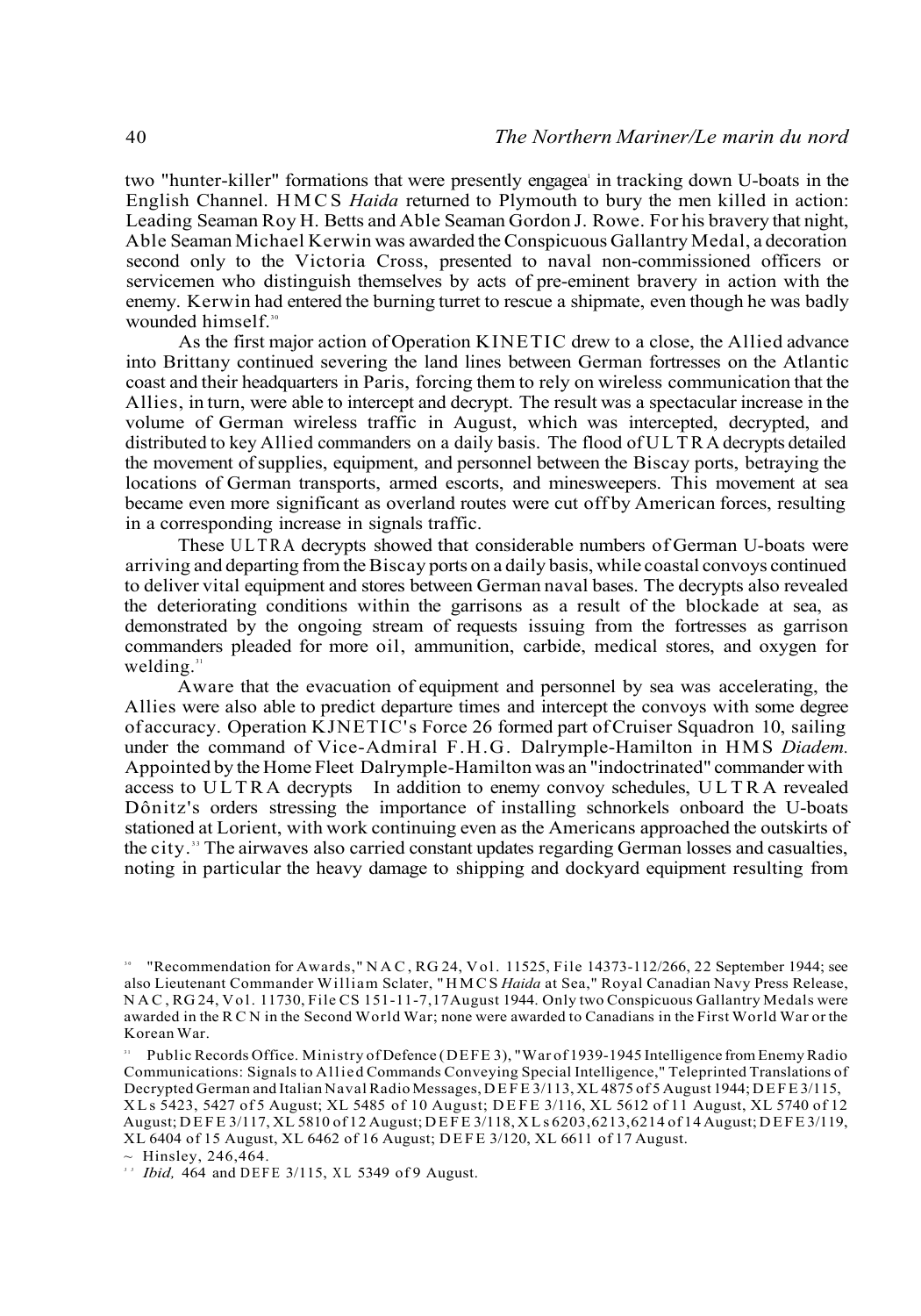two "hunter-killer" formations that were presently engagea in tracking down U-boats in the English Channel. HMCS *Haida* returned to Plymouth to bury the men killed in action: Leading Seaman Roy H. Betts and Able Seaman Gordon J. Rowe. For his bravery that night, Able Seaman Michael Kerwin was awarded the Conspicuous Gallantry Medal, a decoration second only to the Victoria Cross, presented to naval non-commissioned officers or servicemen who distinguish themselves by acts of pre-eminent bravery in action with the enemy. Kerwin had entered the burning turret to rescue a shipmate, even though he was badly wounded himself.[30]

As the first major action of Operation KINETIC drew to a close, the Allied advance into Brittany continued severing the land lines between German fortresses on the Atlantic coast and their headquarters in Paris, forcing them to rely on wireless communication that the Allies, in turn, were able to intercept and decrypt. The result was a spectacular increase in the volume of German wireless traffic in August, which was intercepted, decrypted, and distributed to key Allied commanders on a daily basis. The flood of ULTRA decrypts detailed the movement of supplies, equipment, and personnel between the Biscay ports, betraying the locations of German transports, armed escorts, and minesweepers. This movement at sea became even more significant as overland routes were cut off by American forces, resulting in a corresponding increase in signals traffic.

These ULTRA decrypts showed that considerable numbers of German U-boats were arriving and departing from the Biscay ports on a daily basis, while coastal convoys continued to deliver vital equipment and stores between German naval bases. The decrypts also revealed the deteriorating conditions within the garrisons as a result of the blockade at sea, as demonstrated by the ongoing stream of requests issuing from the fortresses as garrison commanders pleaded for more oil, ammunition, carbide, medical stores, and oxygen for welding.[31]

Aware that the evacuation of equipment and personnel by sea was accelerating, the Allies were also able to predict departure times and intercept the convoys with some degree of accuracy. Operation KJNETIC's Force 26 formed part of Cruiser Squadron 10, sailing under the command of Vice-Admiral F.H.G. Dalrymple-Hamilton in HMS *Diadem.* Appointed by the Home Fleet Dalrymple-Hamilton was an "indoctrinated" commander with access to ULTRA decrypts In addition to enemy convoy schedules, ULTRA revealed Dônitz's orders stressing the importance of installing schnorkels onboard the U-boats stationed at Lorient, with work continuing even as the Americans approached the outskirts of the city.[33] The airwaves also carried constant updates regarding German losses and casualties, noting in particular the heavy damage to shipping and dockyard equipment resulting from

---

[30] "Recommendation for Awards," NAC, RG 24, Vol. 11525, File 14373-112/266, 22 September 1944; see also Lieutenant Commander William Sclater, "HMCS *Haida* at Sea," Royal Canadian Navy Press Release, NAC, RG 24, Vol. 11730, File CS 151-11-7, 17 August 1944. Only two Conspicuous Gallantry Medals were awarded in the RCN in the Second World War; none were awarded to Canadians in the First World War or the Korean War.

[31] Public Records Office. Ministry of Defence (DEFE 3), "War of 1939-1945 Intelligence from Enemy Radio Communications: Signals to Allied Commands Conveying Special Intelligence," Teleprinted Translations of Decrypted German and Italian Naval Radio Messages, DEFE 3/113, XL 4875 of 5 August 1944; DEFE 3/115, XLs 5423, 5427 of 5 August; XL 5485 of 10 August; DEFE 3/116, XL 5612 of 11 August, XL 5740 of 12 August; DEFE 3/117, XL 5810 of 12 August; DEFE 3/118, XLs 6203, 6213, 6214 of 14 August; DEFE 3/119, XL 6404 of 15 August, XL 6462 of 16 August; DEFE 3/120, XL 6611 of 17 August.

~ Hinsley, 246, 464.

[33] *Ibid,* 464 and DEFE 3/115, XL 5349 of 9 August.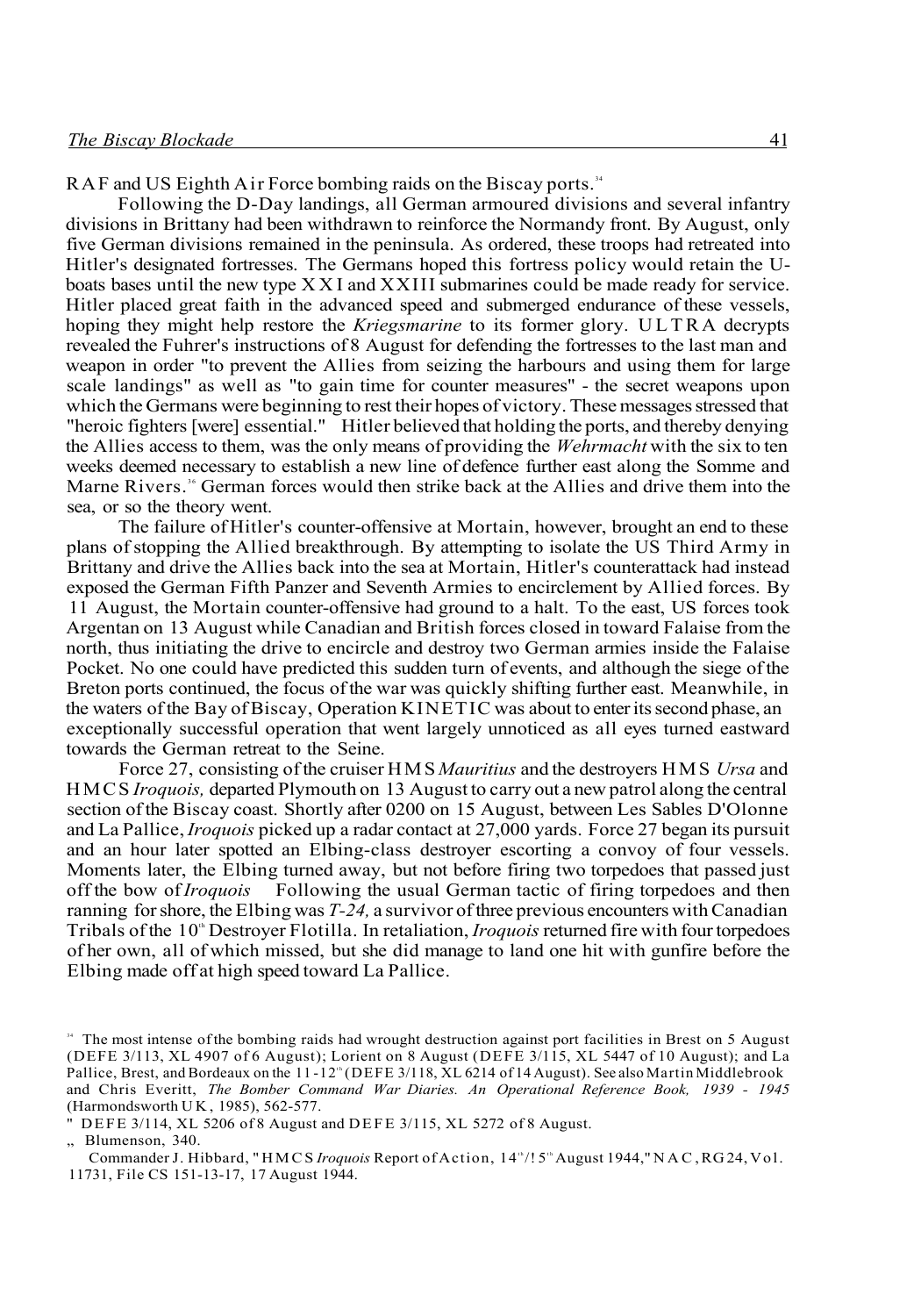RAF and US Eighth Air Force bombing raids on the Biscay ports.[34]

Following the D-Day landings, all German armoured divisions and several infantry divisions in Brittany had been withdrawn to reinforce the Normandy front. By August, only five German divisions remained in the peninsula. As ordered, these troops had retreated into Hitler's designated fortresses. The Germans hoped this fortress policy would retain the U-boats bases until the new type XXI and XXIII submarines could be made ready for service. Hitler placed great faith in the advanced speed and submerged endurance of these vessels, hoping they might help restore the *Kriegsmarine* to its former glory. ULTRA decrypts revealed the Fuhrer's instructions of 8 August for defending the fortresses to the last man and weapon in order "to prevent the Allies from seizing the harbours and using them for large scale landings" as well as "to gain time for counter measures" - the secret weapons upon which the Germans were beginning to rest their hopes of victory. These messages stressed that "heroic fighters [were] essential." Hitler believed that holding the ports, and thereby denying the Allies access to them, was the only means of providing the *Wehrmacht* with the six to ten weeks deemed necessary to establish a new line of defence further east along the Somme and Marne Rivers.[36] German forces would then strike back at the Allies and drive them into the sea, or so the theory went.

The failure of Hitler's counter-offensive at Mortain, however, brought an end to these plans of stopping the Allied breakthrough. By attempting to isolate the US Third Army in Brittany and drive the Allies back into the sea at Mortain, Hitler's counterattack had instead exposed the German Fifth Panzer and Seventh Armies to encirclement by Allied forces. By 11 August, the Mortain counter-offensive had ground to a halt. To the east, US forces took Argentan on 13 August while Canadian and British forces closed in toward Falaise from the north, thus initiating the drive to encircle and destroy two German armies inside the Falaise Pocket. No one could have predicted this sudden turn of events, and although the siege of the Breton ports continued, the focus of the war was quickly shifting further east. Meanwhile, in the waters of the Bay of Biscay, Operation KINETIC was about to enter its second phase, an exceptionally successful operation that went largely unnoticed as all eyes turned eastward towards the German retreat to the Seine.

Force 27, consisting of the cruiser HMS *Mauritius* and the destroyers HMS *Ursa* and HMCS *Iroquois,* departed Plymouth on 13 August to carry out a new patrol along the central section of the Biscay coast. Shortly after 0200 on 15 August, between Les Sables D'Olonne and La Pallice, *Iroquois* picked up a radar contact at 27,000 yards. Force 27 began its pursuit and an hour later spotted an Elbing-class destroyer escorting a convoy of four vessels. Moments later, the Elbing turned away, but not before firing two torpedoes that passed just off the bow of *Iroquois* Following the usual German tactic of firing torpedoes and then ranning for shore, the Elbing was *T-24,* a survivor of three previous encounters with Canadian Tribals of the 10th Destroyer Flotilla. In retaliation, *Iroquois* returned fire with four torpedoes of her own, all of which missed, but she did manage to land one hit with gunfire before the Elbing made off at high speed toward La Pallice.

[34] The most intense of the bombing raids had wrought destruction against port facilities in Brest on 5 August (DEFE 3/113, XL 4907 of 6 August); Lorient on 8 August (DEFE 3/115, XL 5447 of 10 August); and La Pallice, Brest, and Bordeaux on the 11-12th (DEFE 3/118, XL 6214 of 14 August). See also Martin Middlebrook and Chris Everitt, *The Bomber Command War Diaries. An Operational Reference Book, 1939 - 1945* (Harmondsworth UK, 1985), 562-577.

" DEFE 3/114, XL 5206 of 8 August and DEFE 3/115, XL 5272 of 8 August.

„ Blumenson, 340.

Commander J. Hibbard, "HMCS *Iroquois* Report of Action, 14th/15th August 1944," NAC, RG 24, Vol. 11731, File CS 151-13-17, 17 August 1944.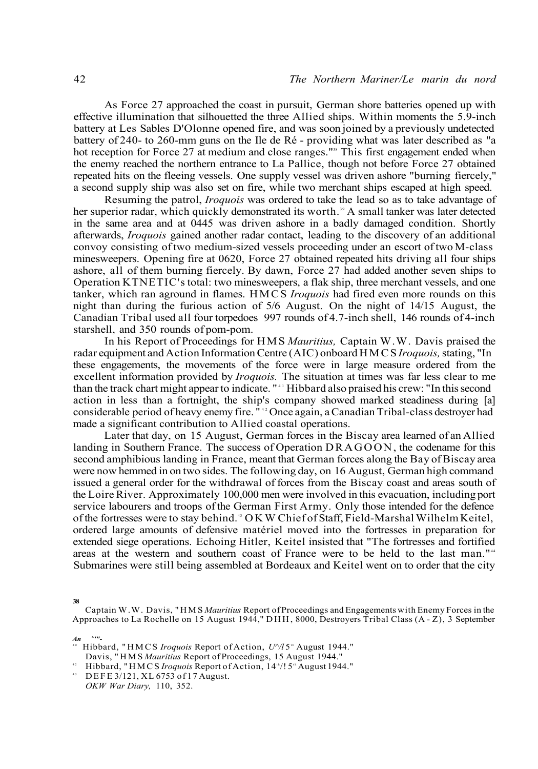As Force 27 approached the coast in pursuit, German shore batteries opened up with effective illumination that silhouetted the three Allied ships. Within moments the 5.9-inch battery at Les Sables D'Olonne opened fire, and was soon joined by a previously undetected battery of 240- to 260-mm guns on the Ile de Ré - providing what was later described as "a hot reception for Force 27 at medium and close ranges."[38] This first engagement ended when the enemy reached the northern entrance to La Pallice, though not before Force 27 obtained repeated hits on the fleeing vessels. One supply vessel was driven ashore "burning fiercely," a second supply ship was also set on fire, while two merchant ships escaped at high speed.

Resuming the patrol, *Iroquois* was ordered to take the lead so as to take advantage of her superior radar, which quickly demonstrated its worth.[39] A small tanker was later detected in the same area and at 0445 was driven ashore in a badly damaged condition. Shortly afterwards, *Iroquois* gained another radar contact, leading to the discovery of an additional convoy consisting of two medium-sized vessels proceeding under an escort of two M-class minesweepers. Opening fire at 0620, Force 27 obtained repeated hits driving all four ships ashore, all of them burning fiercely. By dawn, Force 27 had added another seven ships to Operation KTNETIC's total: two minesweepers, a flak ship, three merchant vessels, and one tanker, which ran aground in flames. HMCS *Iroquois* had fired even more rounds on this night than during the furious action of 5/6 August. On the night of 14/15 August, the Canadian Tribal used all four torpedoes 997 rounds of 4.7-inch shell, 146 rounds of 4-inch starshell, and 350 rounds of pom-pom.

In his Report of Proceedings for HMS *Mauritius,* Captain W.W. Davis praised the radar equipment and Action Information Centre (AIC) onboard HMCS *Iroquois,* stating, "In these engagements, the movements of the force were in large measure ordered from the excellent information provided by *Iroquois.* The situation at times was far less clear to me than the track chart might appear to indicate."[41] Hibbard also praised his crew: "In this second action in less than a fortnight, the ship's company showed marked steadiness during [a] considerable period of heavy enemy fire."[42] Once again, a Canadian Tribal-class destroyer had made a significant contribution to Allied coastal operations.

Later that day, on 15 August, German forces in the Biscay area learned of an Allied landing in Southern France. The success of Operation DRAGOON, the codename for this second amphibious landing in France, meant that German forces along the Bay of Biscay area were now hemmed in on two sides. The following day, on 16 August, German high command issued a general order for the withdrawal of forces from the Biscay coast and areas south of the Loire River. Approximately 100,000 men were involved in this evacuation, including port service labourers and troops of the German First Army. Only those intended for the defence of the fortresses were to stay behind.[43] OKW Chief of Staff, Field-Marshal Wilhelm Keitel, ordered large amounts of defensive matériel moved into the fortresses in preparation for extended siege operations. Echoing Hitler, Keitel insisted that "The fortresses and fortified areas at the western and southern coast of France were to be held to the last man."[44] Submarines were still being assembled at Bordeaux and Keitel went on to order that the city

---

[38] Captain W.W. Davis, "HMS *Mauritius* Report of Proceedings and Engagements with Enemy Forces in the Approaches to La Rochelle on 15 August 1944," DHH, 8000, Destroyers Tribal Class (A - Z), 3 September

[39] Hibbard, "HMCS *Iroquois* Report of Action, 14/15 August 1944."

[41] Davis, "HMS *Mauritius* Report of Proceedings, 15 August 1944."

[42] Hibbard, "HMCS *Iroquois* Report of Action, 14/15 August 1944."

[43] DEFE 3/121, XL 6753 of 17 August.

[44] *OKW War Diary,* 110, 352.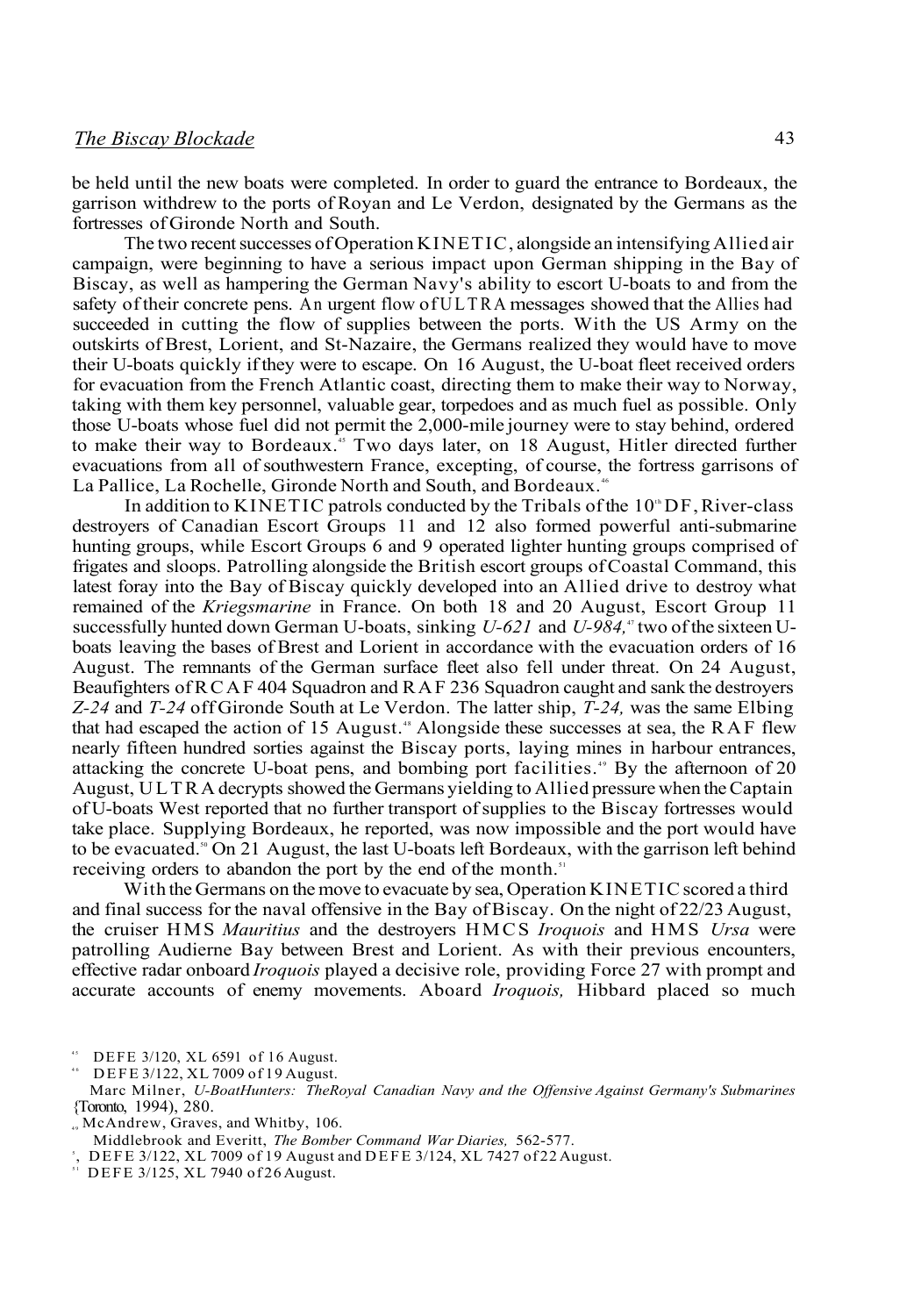be held until the new boats were completed. In order to guard the entrance to Bordeaux, the garrison withdrew to the ports of Royan and Le Verdon, designated by the Germans as the fortresses of Gironde North and South.

The two recent successes of Operation KINETIC, alongside an intensifying Allied air campaign, were beginning to have a serious impact upon German shipping in the Bay of Biscay, as well as hampering the German Navy's ability to escort U-boats to and from the safety of their concrete pens. An urgent flow of ULTRA messages showed that the Allies had succeeded in cutting the flow of supplies between the ports. With the US Army on the outskirts of Brest, Lorient, and St-Nazaire, the Germans realized they would have to move their U-boats quickly if they were to escape. On 16 August, the U-boat fleet received orders for evacuation from the French Atlantic coast, directing them to make their way to Norway, taking with them key personnel, valuable gear, torpedoes and as much fuel as possible. Only those U-boats whose fuel did not permit the 2,000-mile journey were to stay behind, ordered to make their way to Bordeaux.[45] Two days later, on 18 August, Hitler directed further evacuations from all of southwestern France, excepting, of course, the fortress garrisons of La Pallice, La Rochelle, Gironde North and South, and Bordeaux.[46]

In addition to KINETIC patrols conducted by the Tribals of the 10th DF, River-class destroyers of Canadian Escort Groups 11 and 12 also formed powerful anti-submarine hunting groups, while Escort Groups 6 and 9 operated lighter hunting groups comprised of frigates and sloops. Patrolling alongside the British escort groups of Coastal Command, this latest foray into the Bay of Biscay quickly developed into an Allied drive to destroy what remained of the *Kriegsmarine* in France. On both 18 and 20 August, Escort Group 11 successfully hunted down German U-boats, sinking *U-621* and *U-984*,[47] two of the sixteen U-boats leaving the bases of Brest and Lorient in accordance with the evacuation orders of 16 August. The remnants of the German surface fleet also fell under threat. On 24 August, Beaufighters of RCAF 404 Squadron and RAF 236 Squadron caught and sank the destroyers *Z-24* and *T-24* off Gironde South at Le Verdon. The latter ship, *T-24,* was the same Elbing that had escaped the action of 15 August.[48] Alongside these successes at sea, the RAF flew nearly fifteen hundred sorties against the Biscay ports, laying mines in harbour entrances, attacking the concrete U-boat pens, and bombing port facilities.[49] By the afternoon of 20 August, ULTRA decrypts showed the Germans yielding to Allied pressure when the Captain of U-boats West reported that no further transport of supplies to the Biscay fortresses would take place. Supplying Bordeaux, he reported, was now impossible and the port would have to be evacuated.[50] On 21 August, the last U-boats left Bordeaux, with the garrison left behind receiving orders to abandon the port by the end of the month.[51]

With the Germans on the move to evacuate by sea, Operation KINETIC scored a third and final success for the naval offensive in the Bay of Biscay. On the night of 22/23 August, the cruiser HMS *Mauritius* and the destroyers HMCS *Iroquois* and HMS *Ursa* were patrolling Audierne Bay between Brest and Lorient. As with their previous encounters, effective radar onboard *Iroquois* played a decisive role, providing Force 27 with prompt and accurate accounts of enemy movements. Aboard *Iroquois,* Hibbard placed so much

---

[45] DEFE 3/120, XL 6591 of 16 August.

[46] DEFE 3/122, XL 7009 of 19 August.

[47] Marc Milner, *U-BoatHunters: TheRoyal Canadian Navy and the Offensive Against Germany's Submarines* (Toronto, 1994), 280.

[48] McAndrew, Graves, and Whitby, 106.

[49] Middlebrook and Everitt, *The Bomber Command War Diaries,* 562-577.

[50] DEFE 3/122, XL 7009 of 19 August and DEFE 3/124, XL 7427 of 22 August.

[51] DEFE 3/125, XL 7940 of 26 August.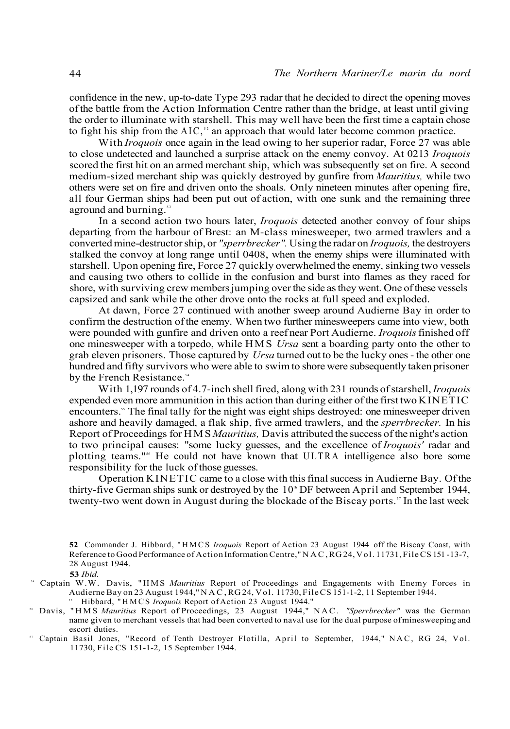confidence in the new, up-to-date Type 293 radar that he decided to direct the opening moves of the battle from the Action Information Centre rather than the bridge, at least until giving the order to illuminate with starshell. This may well have been the first time a captain chose to fight his ship from the AIC,[52] an approach that would later become common practice.

With *Iroquois* once again in the lead owing to her superior radar, Force 27 was able to close undetected and launched a surprise attack on the enemy convoy. At 0213 *Iroquois* scored the first hit on an armed merchant ship, which was subsequently set on fire. A second medium-sized merchant ship was quickly destroyed by gunfire from *Mauritius,* while two others were set on fire and driven onto the shoals. Only nineteen minutes after opening fire, all four German ships had been put out of action, with one sunk and the remaining three aground and burning.[53]

In a second action two hours later, *Iroquois* detected another convoy of four ships departing from the harbour of Brest: an M-class minesweeper, two armed trawlers and a converted mine-destructor ship, or *"sperrbrecker".* Using the radar on *Iroquois,* the destroyers stalked the convoy at long range until 0408, when the enemy ships were illuminated with starshell. Upon opening fire, Force 27 quickly overwhelmed the enemy, sinking two vessels and causing two others to collide in the confusion and burst into flames as they raced for shore, with surviving crew members jumping over the side as they went. One of these vessels capsized and sank while the other drove onto the rocks at full speed and exploded.

At dawn, Force 27 continued with another sweep around Audierne Bay in order to confirm the destruction of the enemy. When two further minesweepers came into view, both were pounded with gunfire and driven onto a reef near Port Audierne. *Iroquois* finished off one minesweeper with a torpedo, while HMS *Ursa* sent a boarding party onto the other to grab eleven prisoners. Those captured by *Ursa* turned out to be the lucky ones - the other one hundred and fifty survivors who were able to swim to shore were subsequently taken prisoner by the French Resistance.[54]

With 1,197 rounds of 4.7-inch shell fired, along with 231 rounds of starshell, *Iroquois* expended even more ammunition in this action than during either of the first two KINETIC encounters.[55] The final tally for the night was eight ships destroyed: one minesweeper driven ashore and heavily damaged, a flak ship, five armed trawlers, and the *sperrbrecker.* In his Report of Proceedings for HMS *Mauritius,* Davis attributed the success of the night's action to two principal causes: "some lucky guesses, and the excellence of *Iroquois'* radar and plotting teams."[56] He could not have known that ULTRA intelligence also bore some responsibility for the luck of those guesses.

Operation KINETIC came to a close with this final success in Audierne Bay. Of the thirty-five German ships sunk or destroyed by the 10th DF between April and September 1944, twenty-two went down in August during the blockade of the Biscay ports.[57] In the last week

**52** Commander J. Hibbard, "HMCS *Iroquois* Report of Action 23 August 1944 off the Biscay Coast, with Reference to Good Performance of Action Information Centre," NAC, RG 24, Vol. 11731, File CS 151-13-7, 28 August 1944.

**53** *Ibid.*

54 Captain W.W. Davis, "HMS *Mauritius* Report of Proceedings and Engagements with Enemy Forces in Audierne Bay on 23 August 1944," NAC, RG 24, Vol. 11730, File CS 151-1-2, 11 September 1944.

55 Hibbard, "HMCS *Iroquois* Report of Action 23 August 1944."

56 Davis, "HMS *Mauritius* Report of Proceedings, 23 August 1944," NAC. *"Sperrbrecker"* was the German name given to merchant vessels that had been converted to naval use for the dual purpose of minesweeping and escort duties.

57 Captain Basil Jones, "Record of Tenth Destroyer Flotilla, April to September, 1944," NAC, RG 24, Vol. 11730, File CS 151-1-2, 15 September 1944.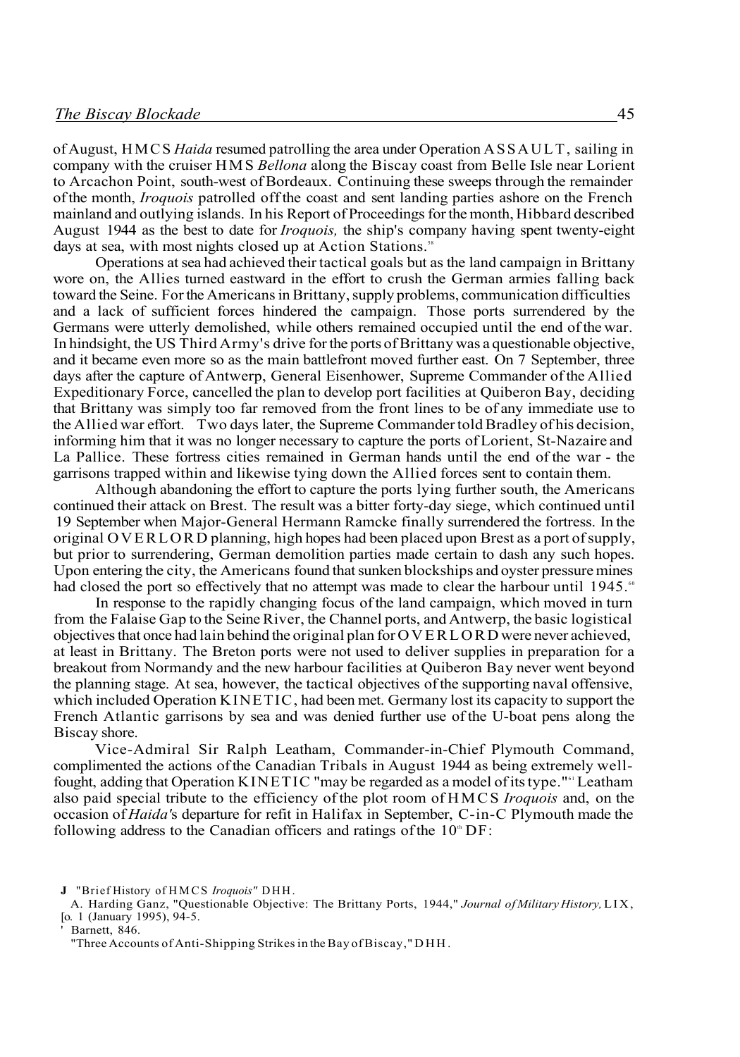of August, HMCS *Haida* resumed patrolling the area under Operation ASSAULT, sailing in company with the cruiser HMS *Bellona* along the Biscay coast from Belle Isle near Lorient to Arcachon Point, south-west of Bordeaux. Continuing these sweeps through the remainder of the month, *Iroquois* patrolled off the coast and sent landing parties ashore on the French mainland and outlying islands. In his Report of Proceedings for the month, Hibbard described August 1944 as the best to date for *Iroquois,* the ship's company having spent twenty-eight days at sea, with most nights closed up at Action Stations.[58]

Operations at sea had achieved their tactical goals but as the land campaign in Brittany wore on, the Allies turned eastward in the effort to crush the German armies falling back toward the Seine. For the Americans in Brittany, supply problems, communication difficulties and a lack of sufficient forces hindered the campaign. Those ports surrendered by the Germans were utterly demolished, while others remained occupied until the end of the war. In hindsight, the US Third Army's drive for the ports of Brittany was a questionable objective, and it became even more so as the main battlefront moved further east. On 7 September, three days after the capture of Antwerp, General Eisenhower, Supreme Commander of the Allied Expeditionary Force, cancelled the plan to develop port facilities at Quiberon Bay, deciding that Brittany was simply too far removed from the front lines to be of any immediate use to the Allied war effort. Two days later, the Supreme Commander told Bradley of his decision, informing him that it was no longer necessary to capture the ports of Lorient, St-Nazaire and La Pallice. These fortress cities remained in German hands until the end of the war - the garrisons trapped within and likewise tying down the Allied forces sent to contain them.

Although abandoning the effort to capture the ports lying further south, the Americans continued their attack on Brest. The result was a bitter forty-day siege, which continued until 19 September when Major-General Hermann Ramcke finally surrendered the fortress. In the original OVERLORD planning, high hopes had been placed upon Brest as a port of supply, but prior to surrendering, German demolition parties made certain to dash any such hopes. Upon entering the city, the Americans found that sunken blockships and oyster pressure mines had closed the port so effectively that no attempt was made to clear the harbour until 1945.[60]

In response to the rapidly changing focus of the land campaign, which moved in turn from the Falaise Gap to the Seine River, the Channel ports, and Antwerp, the basic logistical objectives that once had lain behind the original plan for OVERLORD were never achieved, at least in Brittany. The Breton ports were not used to deliver supplies in preparation for a breakout from Normandy and the new harbour facilities at Quiberon Bay never went beyond the planning stage. At sea, however, the tactical objectives of the supporting naval offensive, which included Operation KINETIC, had been met. Germany lost its capacity to support the French Atlantic garrisons by sea and was denied further use of the U-boat pens along the Biscay shore.

Vice-Admiral Sir Ralph Leatham, Commander-in-Chief Plymouth Command, complimented the actions of the Canadian Tribals in August 1944 as being extremely well-fought, adding that Operation KINETIC "may be regarded as a model of its type."[61] Leatham also paid special tribute to the efficiency of the plot room of HMCS *Iroquois* and, on the occasion of *Haida's* departure for refit in Halifax in September, C-in-C Plymouth made the following address to the Canadian officers and ratings of the 10th DF:

J "Brief History of HMCS *Iroquois"* DHH.

A. Harding Ganz, "Questionable Objective: The Brittany Ports, 1944," *Journal of Military History,* LIX, [o. 1 (January 1995), 94-5.

' Barnett, 846.

"Three Accounts of Anti-Shipping Strikes in the Bay of Biscay," DHH.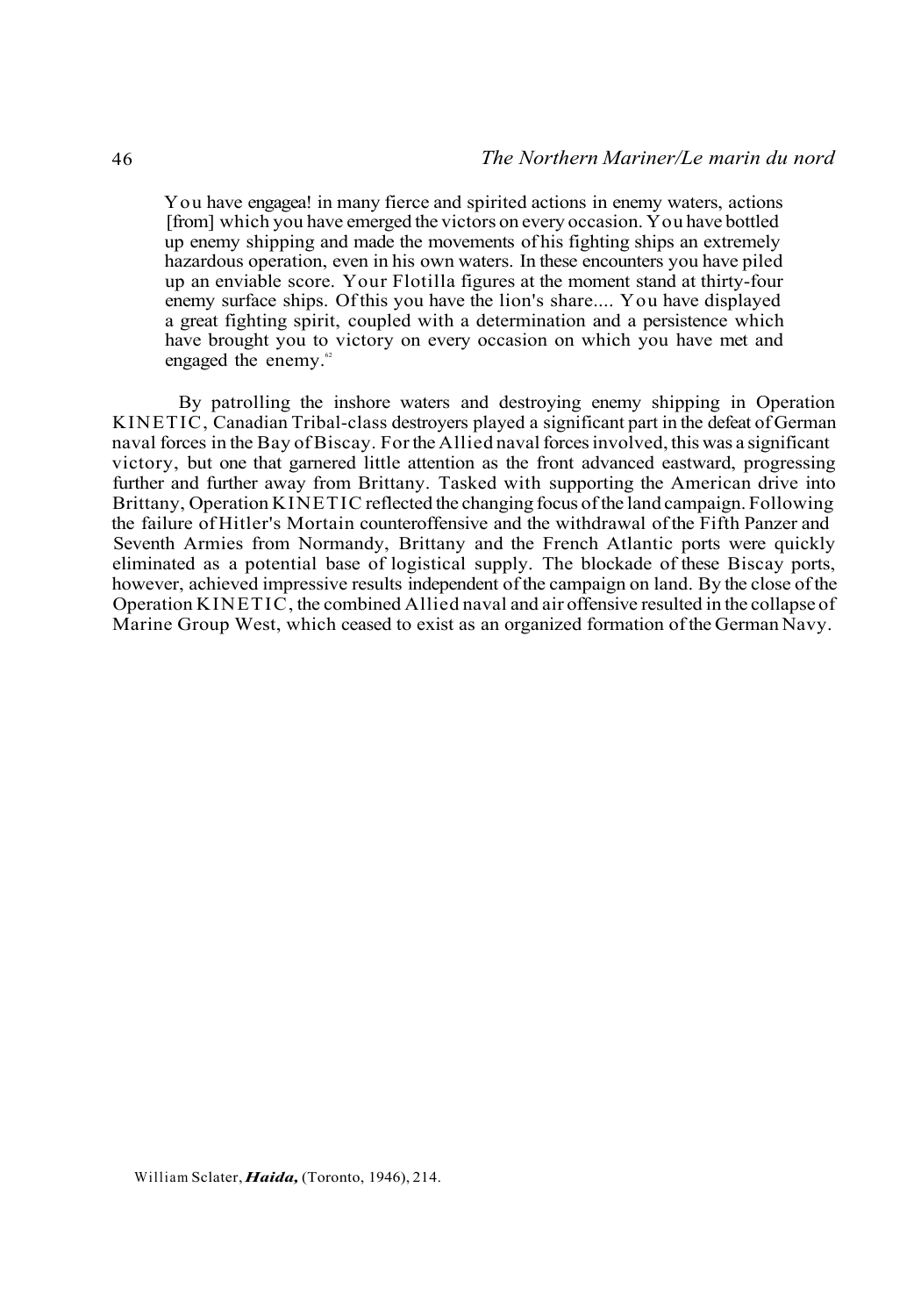> You have engagea! in many fierce and spirited actions in enemy waters, actions [from] which you have emerged the victors on every occasion. You have bottled up enemy shipping and made the movements of his fighting ships an extremely hazardous operation, even in his own waters. In these encounters you have piled up an enviable score. Your Flotilla figures at the moment stand at thirty-four enemy surface ships. Of this you have the lion's share.... You have displayed a great fighting spirit, coupled with a determination and a persistence which have brought you to victory on every occasion on which you have met and engaged the enemy.[62]

By patrolling the inshore waters and destroying enemy shipping in Operation KINETIC, Canadian Tribal-class destroyers played a significant part in the defeat of German naval forces in the Bay of Biscay. For the Allied naval forces involved, this was a significant victory, but one that garnered little attention as the front advanced eastward, progressing further and further away from Brittany. Tasked with supporting the American drive into Brittany, Operation KINETIC reflected the changing focus of the land campaign. Following the failure of Hitler's Mortain counteroffensive and the withdrawal of the Fifth Panzer and Seventh Armies from Normandy, Brittany and the French Atlantic ports were quickly eliminated as a potential base of logistical supply. The blockade of these Biscay ports, however, achieved impressive results independent of the campaign on land. By the close of the Operation KINETIC, the combined Allied naval and air offensive resulted in the collapse of Marine Group West, which ceased to exist as an organized formation of the German Navy.

William Sclater, ***Haida,*** (Toronto, 1946), 214.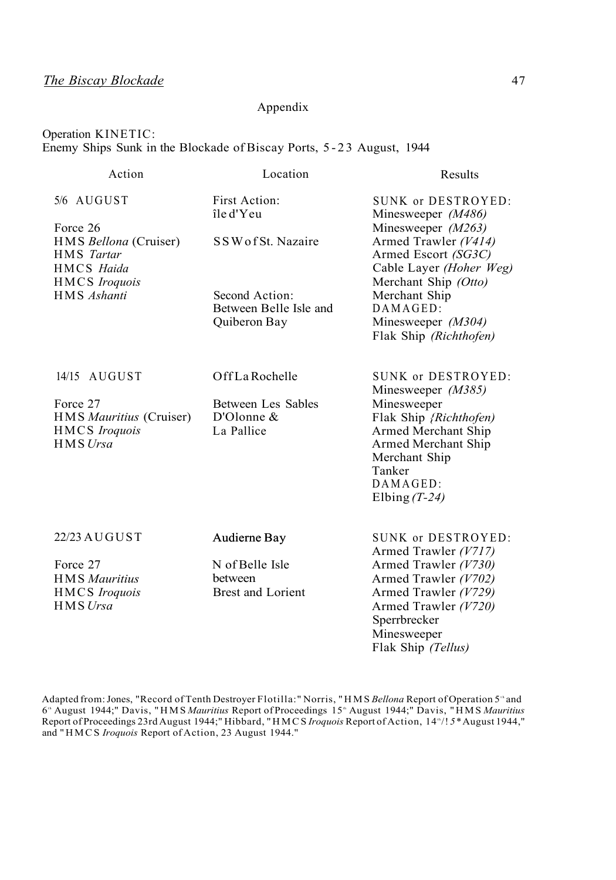## Appendix

Operation KINETIC:
Enemy Ships Sunk in the Blockade of Biscay Ports, 5-23 August, 1944

| Action | Location | Results |
|---|---|---|
| 5/6 AUGUST | First Action: | SUNK or DESTROYED: |
| | île d'Yeu | Minesweeper *(M486)* |
| Force 26 | | Minesweeper *(M263)* |
| HMS *Bellona* (Cruiser) | SSW of St. Nazaire | Armed Trawler *(V414)* |
| HMS *Tartar* | | Armed Escort *(SG3C)* |
| HMCS *Haida* | | Cable Layer *(Hoher Weg)* |
| HMCS *Iroquois* | | Merchant Ship *(Otto)* |
| HMS *Ashanti* | Second Action: | Merchant Ship |
| | Between Belle Isle and | DAMAGED: |
| | Quiberon Bay | Minesweeper *(M304)* |
| | | Flak Ship *(Richthofen)* |
| 14/15 AUGUST | Off La Rochelle | SUNK or DESTROYED: |
| | | Minesweeper *(M385)* |
| Force 27 | Between Les Sables | Minesweeper |
| HMS *Mauritius* (Cruiser) | D'Olonne & | Flak Ship *{Richthofen)* |
| HMCS *Iroquois* | La Pallice | Armed Merchant Ship |
| HMS *Ursa* | | Armed Merchant Ship |
| | | Merchant Ship |
| | | Tanker |
| | | DAMAGED: |
| | | Elbing *(T-24)* |
| 22/23 AUGUST | Audierne Bay | SUNK or DESTROYED: |
| | | Armed Trawler *(V717)* |
| Force 27 | N of Belle Isle | Armed Trawler *(V730)* |
| HMS *Mauritius* | between | Armed Trawler *(V702)* |
| HMCS *Iroquois* | Brest and Lorient | Armed Trawler *(V729)* |
| HMS *Ursa* | | Armed Trawler *(V720)* |
| | | Sperrbrecker |
| | | Minesweeper |
| | | Flak Ship *(Tellus)* |

Adapted from: Jones, "Record of Tenth Destroyer Flotilla:" Norris, "HMS *Bellona* Report of Operation 5th and 6th August 1944;" Davis, "HMS *Mauritius* Report of Proceedings 15th August 1944;" Davis, "HMS *Mauritius* Report of Proceedings 23rd August 1944;" Hibbard, "HMCS *Iroquois* Report of Action, 14th/15th August 1944," and "HMCS *Iroquois* Report of Action, 23 August 1944."